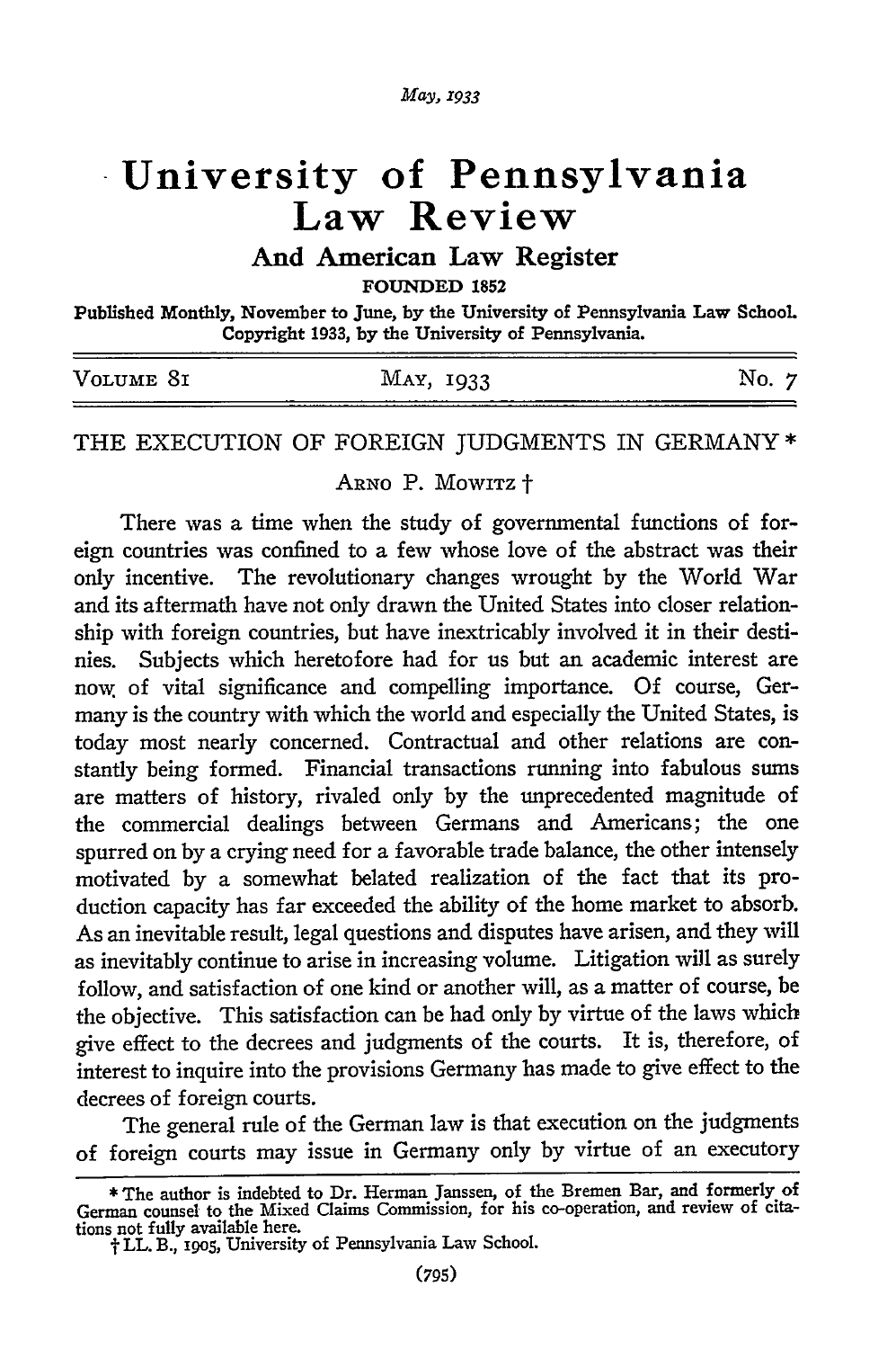# University of Pennsylvania Law Review

## And American Law Register

FOUNDED 1852

Published Monthly, November to June, by the University of Pennsylvania Law School. Copyright 1933, by the University of Pennsylvania.

VOLUME 81 — MAY, 1933 — No. 7

## THE EXECUTION OF FOREIGN JUDGMENTS IN GERMANY *

ARNO P. MOWITZ †

There was a time when the study of governmental functions of foreign countries was confined to a few whose love of the abstract was their only incentive. The revolutionary changes wrought by the World War and its aftermath have not only drawn the United States into closer relationship with foreign countries, but have inextricably involved it in their destinies. Subjects which heretofore had for us but an academic interest are now of vital significance and compelling importance. Of course, Germany is the country with which the world and especially the United States, is today most nearly concerned. Contractual and other relations are constantly being formed. Financial transactions running into fabulous sums are matters of history, rivaled only by the unprecedented magnitude of the commercial dealings between Germans and Americans; the one spurred on by a crying need for a favorable trade balance, the other intensely motivated by a somewhat belated realization of the fact that its production capacity has far exceeded the ability of the home market to absorb. As an inevitable result, legal questions and disputes have arisen, and they will as inevitably continue to arise in increasing volume. Litigation will as surely follow, and satisfaction of one kind or another will, as a matter of course, be the objective. This satisfaction can be had only by virtue of the laws which give effect to the decrees and judgments of the courts. It is, therefore, of interest to inquire into the provisions Germany has made to give effect to the decrees of foreign courts.

The general rule of the German law is that execution on the judgments of foreign courts may issue in Germany only by virtue of an executory

---

* The author is indebted to Dr. Herman Janssen, of the Bremen Bar, and formerly of German counsel to the Mixed Claims Commission, for his co-operation, and review of citations not fully available here.

† LL. B., 1905, University of Pennsylvania Law School.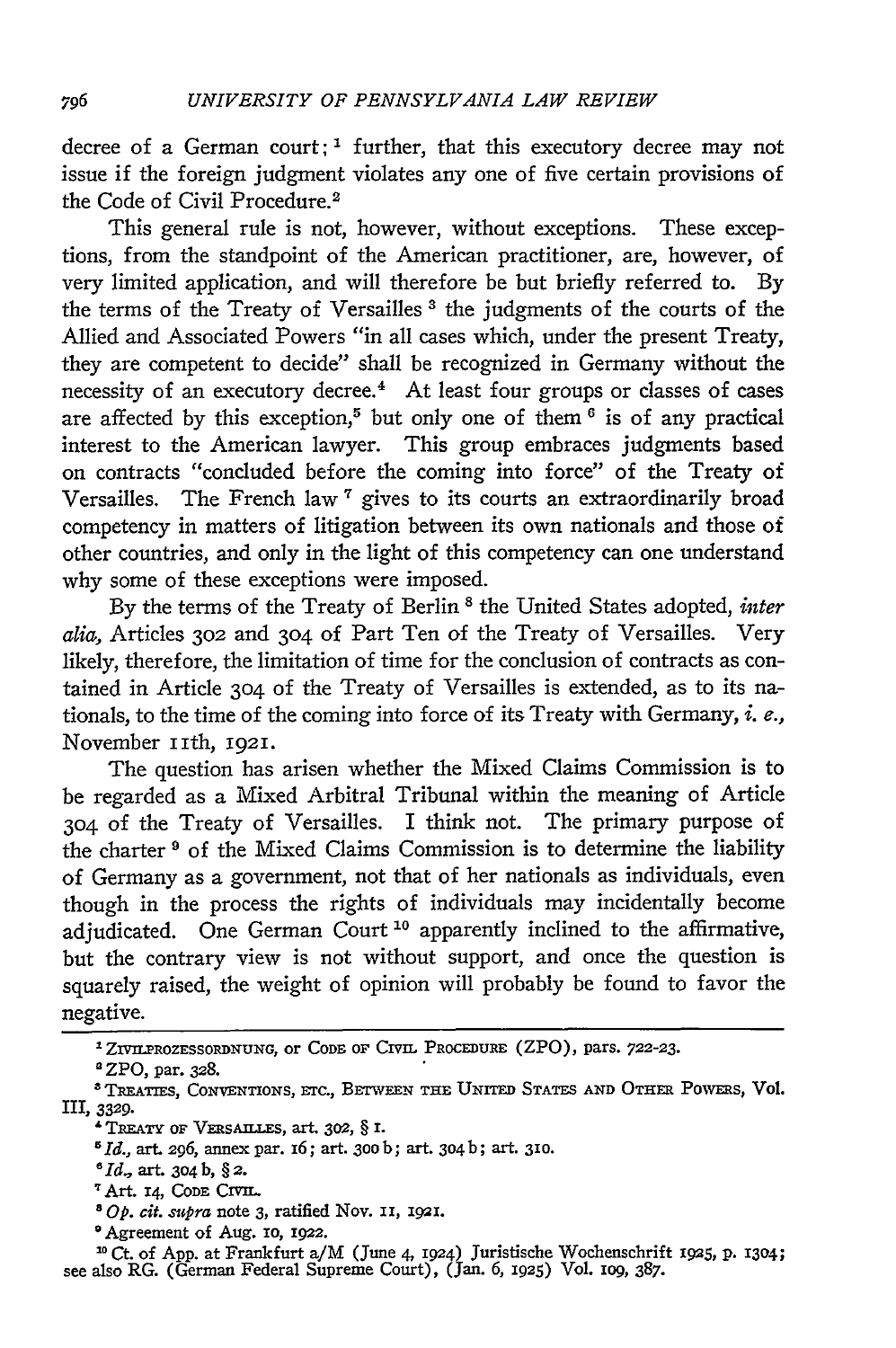decree of a German court;[1] further, that this executory decree may not issue if the foreign judgment violates any one of five certain provisions of the Code of Civil Procedure.[2]

This general rule is not, however, without exceptions. These exceptions, from the standpoint of the American practitioner, are, however, of very limited application, and will therefore be but briefly referred to. By the terms of the Treaty of Versailles [3] the judgments of the courts of the Allied and Associated Powers "in all cases which, under the present Treaty, they are competent to decide" shall be recognized in Germany without the necessity of an executory decree.[4] At least four groups or classes of cases are affected by this exception,[5] but only one of them [6] is of any practical interest to the American lawyer. This group embraces judgments based on contracts "concluded before the coming into force" of the Treaty of Versailles. The French law [7] gives to its courts an extraordinarily broad competency in matters of litigation between its own nationals and those of other countries, and only in the light of this competency can one understand why some of these exceptions were imposed.

By the terms of the Treaty of Berlin [8] the United States adopted, *inter alia*, Articles 302 and 304 of Part Ten of the Treaty of Versailles. Very likely, therefore, the limitation of time for the conclusion of contracts as contained in Article 304 of the Treaty of Versailles is extended, as to its nationals, to the time of the coming into force of its Treaty with Germany, *i. e.*, November 11th, 1921.

The question has arisen whether the Mixed Claims Commission is to be regarded as a Mixed Arbitral Tribunal within the meaning of Article 304 of the Treaty of Versailles. I think not. The primary purpose of the charter [9] of the Mixed Claims Commission is to determine the liability of Germany as a government, not that of her nationals as individuals, even though in the process the rights of individuals may incidentally become adjudicated. One German Court [10] apparently inclined to the affirmative, but the contrary view is not without support, and once the question is squarely raised, the weight of opinion will probably be found to favor the negative.

---

[1] ZIVILPROZESSORDNUNG, or CODE OF CIVIL PROCEDURE (ZPO), pars. 722-23.

[2] ZPO, par. 328.

[3] TREATIES, CONVENTIONS, ETC., BETWEEN THE UNITED STATES AND OTHER POWERS, Vol. III, 3329.

[4] TREATY OF VERSAILLES, art. 302, § 1.

[5] *Id.*, art. 296, annex par. 16; art. 300 b; art. 304 b; art. 310.

[6] *Id.*, art. 304 b, § 2.

[7] Art. 14, CODE CIVIL.

[8] *Op. cit. supra* note 3, ratified Nov. 11, 1921.

[9] Agreement of Aug. 10, 1922.

[10] Ct. of App. at Frankfurt a/M (June 4, 1924) Juristische Wochenschrift 1925, p. 1304; see also RG. (German Federal Supreme Court), (Jan. 6, 1925) Vol. 109, 387.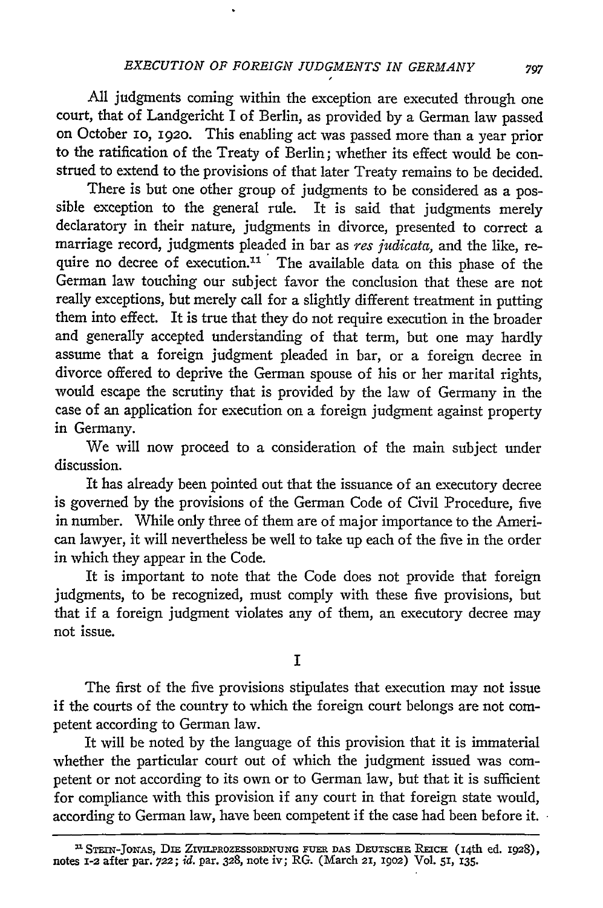All judgments coming within the exception are executed through one court, that of Landgericht I of Berlin, as provided by a German law passed on October 10, 1920. This enabling act was passed more than a year prior to the ratification of the Treaty of Berlin; whether its effect would be construed to extend to the provisions of that later Treaty remains to be decided.

There is but one other group of judgments to be considered as a possible exception to the general rule. It is said that judgments merely declaratory in their nature, judgments in divorce, presented to correct a marriage record, judgments pleaded in bar as *res judicata,* and the like, require no decree of execution.[11] The available data on this phase of the German law touching our subject favor the conclusion that these are not really exceptions, but merely call for a slightly different treatment in putting them into effect. It is true that they do not require execution in the broader and generally accepted understanding of that term, but one may hardly assume that a foreign judgment pleaded in bar, or a foreign decree in divorce offered to deprive the German spouse of his or her marital rights, would escape the scrutiny that is provided by the law of Germany in the case of an application for execution on a foreign judgment against property in Germany.

We will now proceed to a consideration of the main subject under discussion.

It has already been pointed out that the issuance of an executory decree is governed by the provisions of the German Code of Civil Procedure, five in number. While only three of them are of major importance to the American lawyer, it will nevertheless be well to take up each of the five in the order in which they appear in the Code.

It is important to note that the Code does not provide that foreign judgments, to be recognized, must comply with these five provisions, but that if a foreign judgment violates any of them, an executory decree may not issue.

## I

The first of the five provisions stipulates that execution may not issue if the courts of the country to which the foreign court belongs are not competent according to German law.

It will be noted by the language of this provision that it is immaterial whether the particular court out of which the judgment issued was competent or not according to its own or to German law, but that it is sufficient for compliance with this provision if any court in that foreign state would, according to German law, have been competent if the case had been before it.

---

[11] STEIN-JONAS, DIE ZIVILPROZESSORDNUNG FUER DAS DEUTSCHE REICH (14th ed. 1928), notes 1-2 after par. 722; *id.* par. 328, note iv; RG. (March 21, 1902) Vol. 51, 135.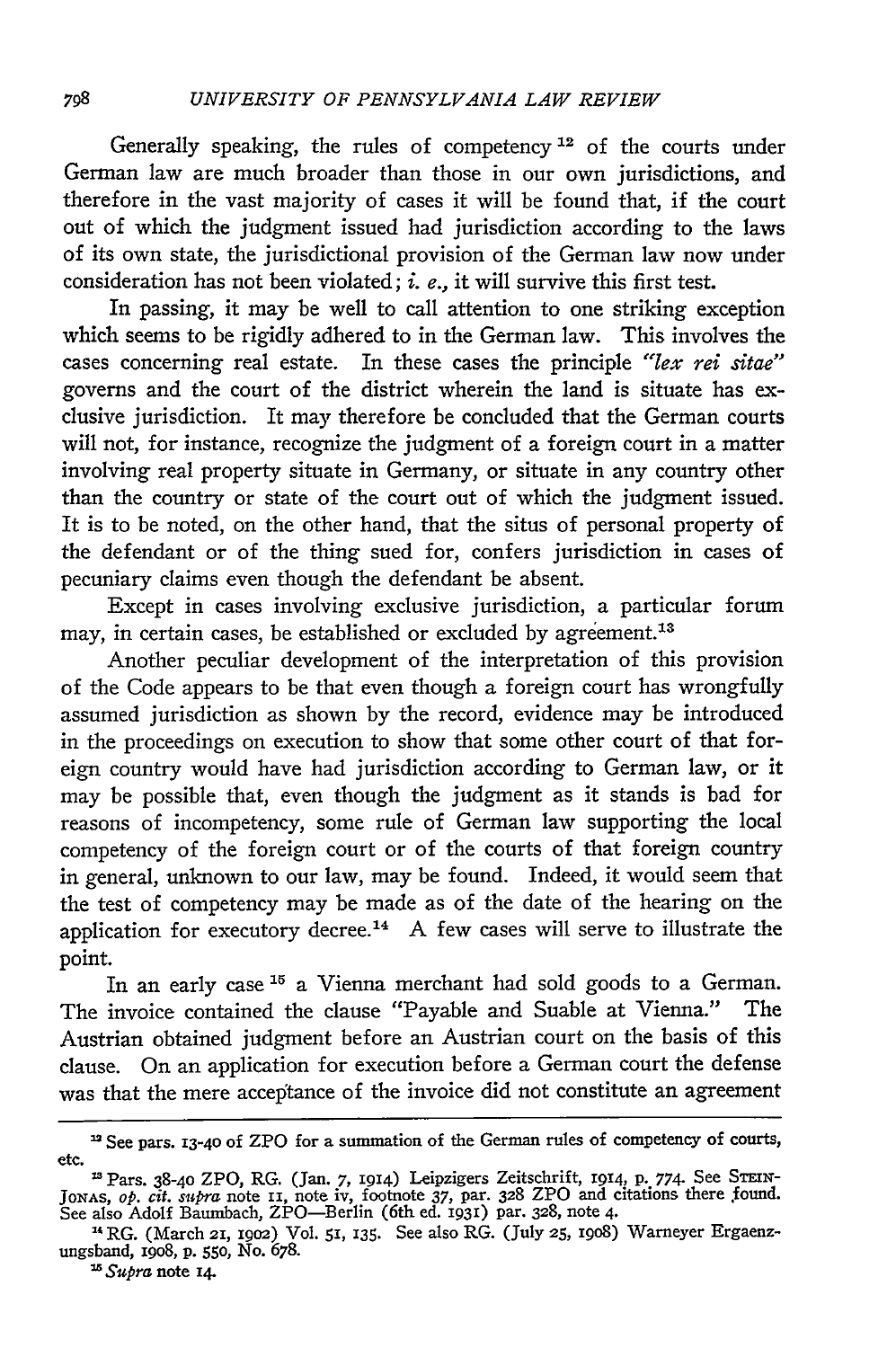Generally speaking, the rules of competency [12] of the courts under German law are much broader than those in our own jurisdictions, and therefore in the vast majority of cases it will be found that, if the court out of which the judgment issued had jurisdiction according to the laws of its own state, the jurisdictional provision of the German law now under consideration has not been violated; *i. e.*, it will survive this first test.

In passing, it may be well to call attention to one striking exception which seems to be rigidly adhered to in the German law. This involves the cases concerning real estate. In these cases the principle *"lex rei sitae"* governs and the court of the district wherein the land is situate has exclusive jurisdiction. It may therefore be concluded that the German courts will not, for instance, recognize the judgment of a foreign court in a matter involving real property situate in Germany, or situate in any country other than the country or state of the court out of which the judgment issued. It is to be noted, on the other hand, that the situs of personal property of the defendant or of the thing sued for, confers jurisdiction in cases of pecuniary claims even though the defendant be absent.

Except in cases involving exclusive jurisdiction, a particular forum may, in certain cases, be established or excluded by agreement.[13]

Another peculiar development of the interpretation of this provision of the Code appears to be that even though a foreign court has wrongfully assumed jurisdiction as shown by the record, evidence may be introduced in the proceedings on execution to show that some other court of that foreign country would have had jurisdiction according to German law, or it may be possible that, even though the judgment as it stands is bad for reasons of incompetency, some rule of German law supporting the local competency of the foreign court or of the courts of that foreign country in general, unknown to our law, may be found. Indeed, it would seem that the test of competency may be made as of the date of the hearing on the application for executory decree.[14] A few cases will serve to illustrate the point.

In an early case [15] a Vienna merchant had sold goods to a German. The invoice contained the clause "Payable and Suable at Vienna." The Austrian obtained judgment before an Austrian court on the basis of this clause. On an application for execution before a German court the defense was that the mere accep̀tance of the invoice did not constitute an agreement

---

[12] See pars. 13-40 of ZPO for a summation of the German rules of competency of courts, etc.

[13] Pars. 38-40 ZPO, RG. (Jan. 7, 1914) Leipzigers Zeitschrift, 1914, p. 774. See STEIN-JONAS, *op. cit. supra* note 11, note iv, footnote 37, par. 328 ZPO and citations there found. See also Adolf Baumbach, ZPO—Berlin (6th ed. 1931) par. 328, note 4.

[14] RG. (March 21, 1902) Vol. 51, 135. See also RG. (July 25, 1908) Warneyer Ergaenzungsband, 1908, p. 550, No. 678.

[15] *Supra* note 14.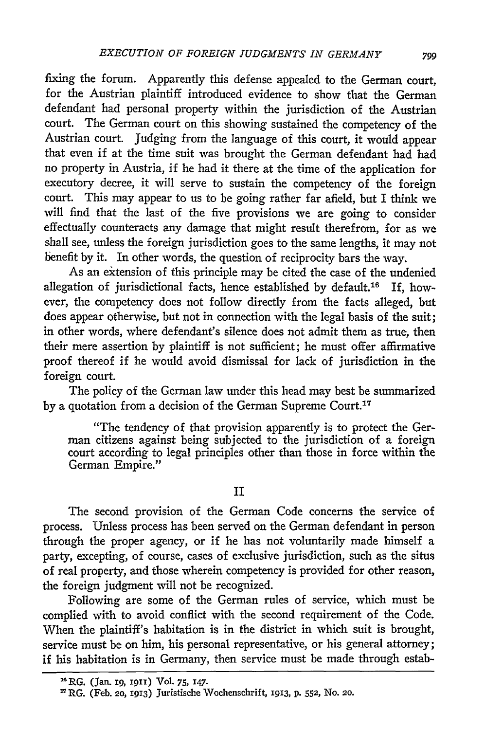fixing the forum. Apparently this defense appealed to the German court, for the Austrian plaintiff introduced evidence to show that the German defendant had personal property within the jurisdiction of the Austrian court. The German court on this showing sustained the competency of the Austrian court. Judging from the language of this court, it would appear that even if at the time suit was brought the German defendant had had no property in Austria, if he had it there at the time of the application for executory decree, it will serve to sustain the competency of the foreign court. This may appear to us to be going rather far afield, but I think we will find that the last of the five provisions we are going to consider effectually counteracts any damage that might result therefrom, for as we shall see, unless the foreign jurisdiction goes to the same lengths, it may not benefit by it. In other words, the question of reciprocity bars the way.

As an extension of this principle may be cited the case of the undenied allegation of jurisdictional facts, hence established by default.[16] If, however, the competency does not follow directly from the facts alleged, but does appear otherwise, but not in connection with the legal basis of the suit; in other words, where defendant's silence does not admit them as true, then their mere assertion by plaintiff is not sufficient; he must offer affirmative proof thereof if he would avoid dismissal for lack of jurisdiction in the foreign court.

The policy of the German law under this head may best be summarized by a quotation from a decision of the German Supreme Court.[17]

> "The tendency of that provision apparently is to protect the German citizens against being subjected to the jurisdiction of a foreign court according to legal principles other than those in force within the German Empire."

## II

The second provision of the German Code concerns the service of process. Unless process has been served on the German defendant in person through the proper agency, or if he has not voluntarily made himself a party, excepting, of course, cases of exclusive jurisdiction, such as the situs of real property, and those wherein competency is provided for other reason, the foreign judgment will not be recognized.

Following are some of the German rules of service, which must be complied with to avoid conflict with the second requirement of the Code. When the plaintiff's habitation is in the district in which suit is brought, service must be on him, his personal representative, or his general attorney; if his habitation is in Germany, then service must be made through estab-

---

[16] RG. (Jan. 19, 1911) Vol. 75, 147.

[17] RG. (Feb. 20, 1913) Juristische Wochenschrift, 1913, p. 552, No. 20.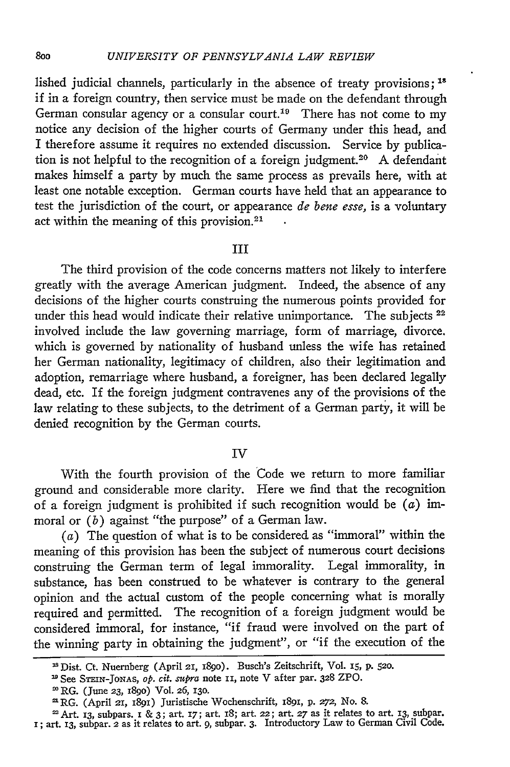lished judicial channels, particularly in the absence of treaty provisions;[18] if in a foreign country, then service must be made on the defendant through German consular agency or a consular court.[19] There has not come to my notice any decision of the higher courts of Germany under this head, and I therefore assume it requires no extended discussion. Service by publication is not helpful to the recognition of a foreign judgment.[20] A defendant makes himself a party by much the same process as prevails here, with at least one notable exception. German courts have held that an appearance to test the jurisdiction of the court, or appearance *de bene esse*, is a voluntary act within the meaning of this provision.[21]

## III

The third provision of the code concerns matters not likely to interfere greatly with the average American judgment. Indeed, the absence of any decisions of the higher courts construing the numerous points provided for under this head would indicate their relative unimportance. The subjects [22] involved include the law governing marriage, form of marriage, divorce. which is governed by nationality of husband unless the wife has retained her German nationality, legitimacy of children, also their legitimation and adoption, remarriage where husband, a foreigner, has been declared legally dead, etc. If the foreign judgment contravenes any of the provisions of the law relating to these subjects, to the detriment of a German party, it will be denied recognition by the German courts.

## IV

With the fourth provision of the Code we return to more familiar ground and considerable more clarity. Here we find that the recognition of a foreign judgment is prohibited if such recognition would be (*a*) immoral or (*b*) against "the purpose" of a German law.

(*a*) The question of what is to be considered as "immoral" within the meaning of this provision has been the subject of numerous court decisions construing the German term of legal immorality. Legal immorality, in substance, has been construed to be whatever is contrary to the general opinion and the actual custom of the people concerning what is morally required and permitted. The recognition of a foreign judgment would be considered immoral, for instance, "if fraud were involved on the part of the winning party in obtaining the judgment", or "if the execution of the

---

[18] Dist. Ct. Nuernberg (April 21, 1890). Busch's Zeitschrift, Vol. 15, p. 520.

[19] See Stein-Jonas, *op. cit. supra* note 11, note V after par. 328 ZPO.

[20] RG. (June 23, 1890) Vol. 26, 130.

[21] RG. (April 21, 1891) Juristische Wochenschrift, 1891, p. 272, No. 8.

[22] Art. 13, subpars. 1 & 3; art. 17; art. 18; art. 22; art. 27 as it relates to art. 13, subpar. 1; art. 13, subpar. 2 as it relates to art. 9, subpar. 3. Introductory Law to German Civil Code.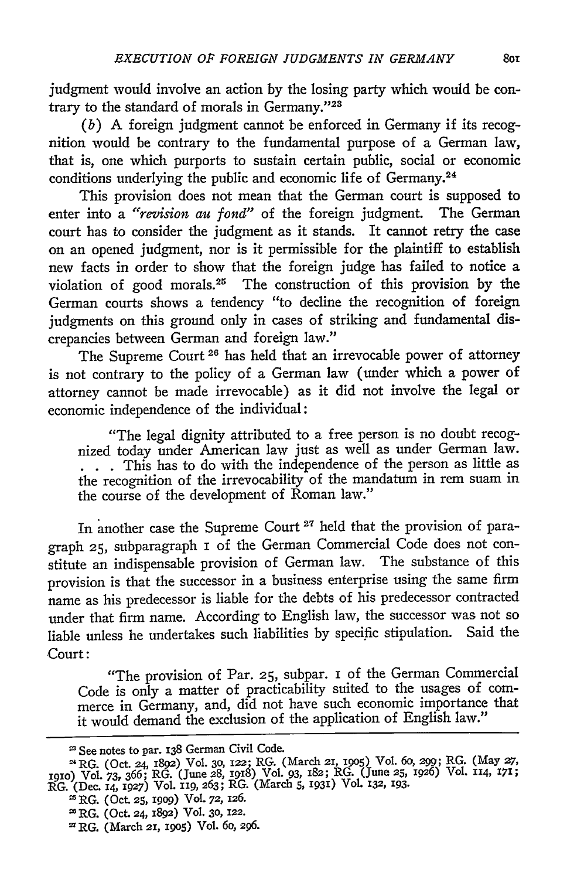judgment would involve an action by the losing party which would be contrary to the standard of morals in Germany."[23]

(*b*) A foreign judgment cannot be enforced in Germany if its recognition would be contrary to the fundamental purpose of a German law, that is, one which purports to sustain certain public, social or economic conditions underlying the public and economic life of Germany.[24]

This provision does not mean that the German court is supposed to enter into a *"revision au fond"* of the foreign judgment. The German court has to consider the judgment as it stands. It cannot retry the case on an opened judgment, nor is it permissible for the plaintiff to establish new facts in order to show that the foreign judge has failed to notice a violation of good morals.[25] The construction of this provision by the German courts shows a tendency "to decline the recognition of foreign judgments on this ground only in cases of striking and fundamental discrepancies between German and foreign law."

The Supreme Court [26] has held that an irrevocable power of attorney is not contrary to the policy of a German law (under which a power of attorney cannot be made irrevocable) as it did not involve the legal or economic independence of the individual:

> "The legal dignity attributed to a free person is no doubt recognized today under American law just as well as under German law. . . . This has to do with the independence of the person as little as the recognition of the irrevocability of the mandatum in rem suam in the course of the development of Roman law."

In another case the Supreme Court [27] held that the provision of paragraph 25, subparagraph 1 of the German Commercial Code does not constitute an indispensable provision of German law. The substance of this provision is that the successor in a business enterprise using the same firm name as his predecessor is liable for the debts of his predecessor contracted under that firm name. According to English law, the successor was not so liable unless he undertakes such liabilities by specific stipulation. Said the Court:

> "The provision of Par. 25, subpar. 1 of the German Commercial Code is only a matter of practicability suited to the usages of commerce in Germany, and, did not have such economic importance that it would demand the exclusion of the application of English law."

---

[23] See notes to par. 138 German Civil Code.

[24] RG. (Oct. 24, 1892) Vol. 30, 122; RG. (March 21, 1905) Vol. 60, 299; RG. (May 27, 1910) Vol. 73, 366; RG. (June 28, 1918) Vol. 93, 182; RG. (June 25, 1926) Vol. 114, 171; RG. (Dec. 14, 1927) Vol. 119, 263; RG. (March 5, 1931) Vol. 132, 193.

[25] RG. (Oct. 25, 1909) Vol. 72, 126.

[26] RG. (Oct. 24, 1892) Vol. 30, 122.

[27] RG. (March 21, 1905) Vol. 60, 296.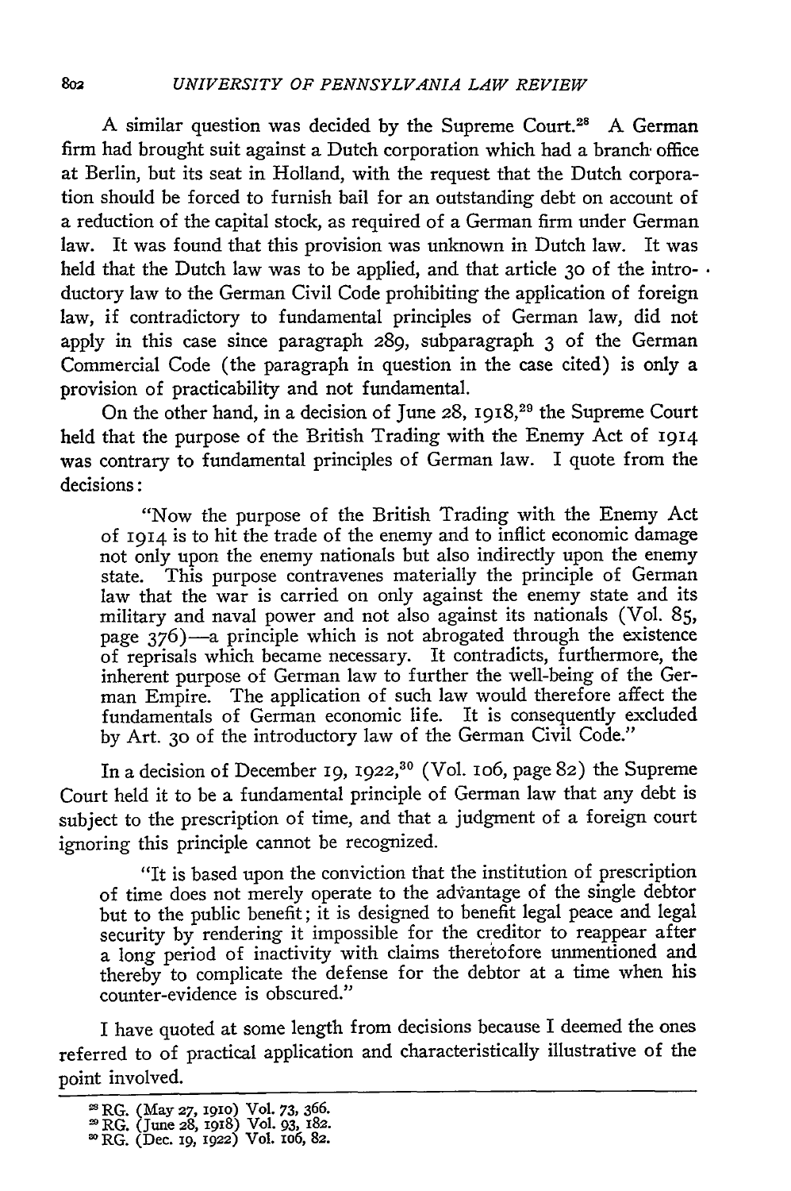A similar question was decided by the Supreme Court.[28] A German firm had brought suit against a Dutch corporation which had a branch office at Berlin, but its seat in Holland, with the request that the Dutch corporation should be forced to furnish bail for an outstanding debt on account of a reduction of the capital stock, as required of a German firm under German law. It was found that this provision was unknown in Dutch law. It was held that the Dutch law was to be applied, and that article 30 of the introductory law to the German Civil Code prohibiting the application of foreign law, if contradictory to fundamental principles of German law, did not apply in this case since paragraph 289, subparagraph 3 of the German Commercial Code (the paragraph in question in the case cited) is only a provision of practicability and not fundamental.

On the other hand, in a decision of June 28, 1918,[29] the Supreme Court held that the purpose of the British Trading with the Enemy Act of 1914 was contrary to fundamental principles of German law. I quote from the decisions:

> "Now the purpose of the British Trading with the Enemy Act of 1914 is to hit the trade of the enemy and to inflict economic damage not only upon the enemy nationals but also indirectly upon the enemy state. This purpose contravenes materially the principle of German law that the war is carried on only against the enemy state and its military and naval power and not also against its nationals (Vol. 85, page 376)—a principle which is not abrogated through the existence of reprisals which became necessary. It contradicts, furthermore, the inherent purpose of German law to further the well-being of the German Empire. The application of such law would therefore affect the fundamentals of German economic life. It is consequently excluded by Art. 30 of the introductory law of the German Civil Code."

In a decision of December 19, 1922,[30] (Vol. 106, page 82) the Supreme Court held it to be a fundamental principle of German law that any debt is subject to the prescription of time, and that a judgment of a foreign court ignoring this principle cannot be recognized.

> "It is based upon the conviction that the institution of prescription of time does not merely operate to the advantage of the single debtor but to the public benefit; it is designed to benefit legal peace and legal security by rendering it impossible for the creditor to reappear after a long period of inactivity with claims theretofore unmentioned and thereby to complicate the defense for the debtor at a time when his counter-evidence is obscured."

I have quoted at some length from decisions because I deemed the ones referred to of practical application and characteristically illustrative of the point involved.

---

[28] RG. (May 27, 1910) Vol. 73, 366.
[29] RG. (June 28, 1918) Vol. 93, 182.
[30] RG. (Dec. 19, 1922) Vol. 106, 82.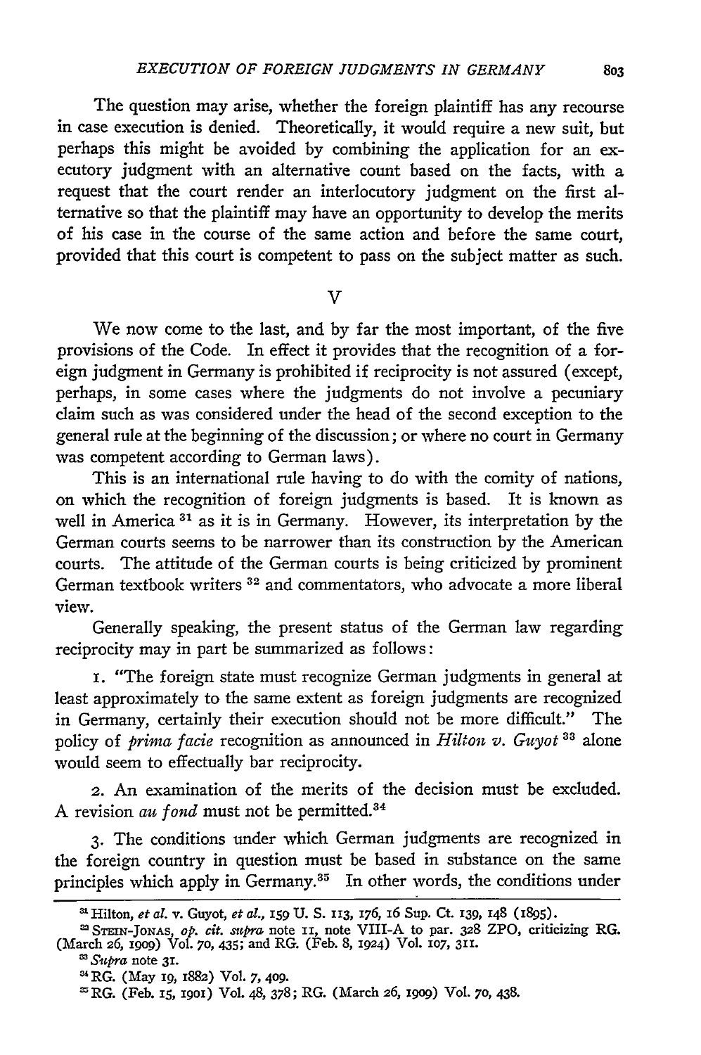The question may arise, whether the foreign plaintiff has any recourse in case execution is denied. Theoretically, it would require a new suit, but perhaps this might be avoided by combining the application for an executory judgment with an alternative count based on the facts, with a request that the court render an interlocutory judgment on the first alternative so that the plaintiff may have an opportunity to develop the merits of his case in the course of the same action and before the same court, provided that this court is competent to pass on the subject matter as such.

## V

We now come to the last, and by far the most important, of the five provisions of the Code. In effect it provides that the recognition of a foreign judgment in Germany is prohibited if reciprocity is not assured (except, perhaps, in some cases where the judgments do not involve a pecuniary claim such as was considered under the head of the second exception to the general rule at the beginning of the discussion; or where no court in Germany was competent according to German laws).

This is an international rule having to do with the comity of nations, on which the recognition of foreign judgments is based. It is known as well in America [31] as it is in Germany. However, its interpretation by the German courts seems to be narrower than its construction by the American courts. The attitude of the German courts is being criticized by prominent German textbook writers [32] and commentators, who advocate a more liberal view.

Generally speaking, the present status of the German law regarding reciprocity may in part be summarized as follows:

1. "The foreign state must recognize German judgments in general at least approximately to the same extent as foreign judgments are recognized in Germany, certainly their execution should not be more difficult." The policy of *prima facie* recognition as announced in *Hilton v. Guyot* [33] alone would seem to effectually bar reciprocity.

2. An examination of the merits of the decision must be excluded. A revision *au fond* must not be permitted.[34]

3. The conditions under which German judgments are recognized in the foreign country in question must be based in substance on the same principles which apply in Germany.[35] In other words, the conditions under

---

[31] Hilton, *et al.* v. Guyot, *et al.*, 159 U. S. 113, 176, 16 Sup. Ct. 139, 148 (1895).

[32] STEIN-JONAS, *op. cit. supra* note 11, note VIII-A to par. 328 ZPO, criticizing RG. (March 26, 1909) Vol. 70, 435; and RG. (Feb. 8, 1924) Vol. 107, 311.

[33] *Supra* note 31.

[34] RG. (May 19, 1882) Vol. 7, 409.

[35] RG. (Feb. 15, 1901) Vol. 48, 378; RG. (March 26, 1909) Vol. 70, 438.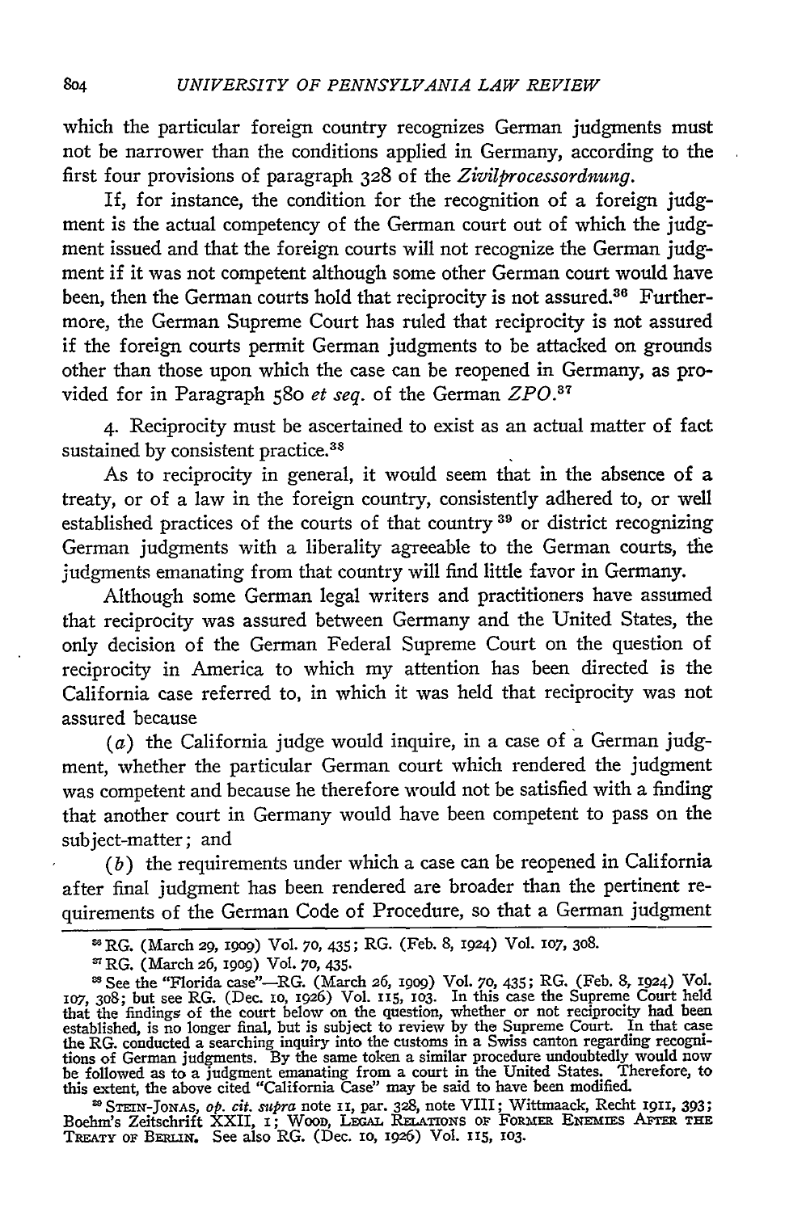which the particular foreign country recognizes German judgments must not be narrower than the conditions applied in Germany, according to the first four provisions of paragraph 328 of the *Zivilprocessordnung*.

If, for instance, the condition for the recognition of a foreign judgment is the actual competency of the German court out of which the judgment issued and that the foreign courts will not recognize the German judgment if it was not competent although some other German court would have been, then the German courts hold that reciprocity is not assured.[36] Furthermore, the German Supreme Court has ruled that reciprocity is not assured if the foreign courts permit German judgments to be attacked on grounds other than those upon which the case can be reopened in Germany, as provided for in Paragraph 580 *et seq.* of the German *ZPO*.[37]

4. Reciprocity must be ascertained to exist as an actual matter of fact sustained by consistent practice.[38]

As to reciprocity in general, it would seem that in the absence of a treaty, or of a law in the foreign country, consistently adhered to, or well established practices of the courts of that country [39] or district recognizing German judgments with a liberality agreeable to the German courts, the judgments emanating from that country will find little favor in Germany.

Although some German legal writers and practitioners have assumed that reciprocity was assured between Germany and the United States, the only decision of the German Federal Supreme Court on the question of reciprocity in America to which my attention has been directed is the California case referred to, in which it was held that reciprocity was not assured because

(*a*) the California judge would inquire, in a case of a German judgment, whether the particular German court which rendered the judgment was competent and because he therefore would not be satisfied with a finding that another court in Germany would have been competent to pass on the subject-matter; and

(*b*) the requirements under which a case can be reopened in California after final judgment has been rendered are broader than the pertinent requirements of the German Code of Procedure, so that a German judgment

---

[36] RG. (March 29, 1909) Vol. 70, 435; RG. (Feb. 8, 1924) Vol. 107, 308.

[37] RG. (March 26, 1909) Vol. 70, 435.

[38] See the "Florida case"—RG. (March 26, 1909) Vol. 70, 435; RG. (Feb. 8, 1924) Vol. 107, 308; but see RG. (Dec. 10, 1926) Vol. 115, 103. In this case the Supreme Court held that the findings of the court below on the question, whether or not reciprocity had been established, is no longer final, but is subject to review by the Supreme Court. In that case the RG. conducted a searching inquiry into the customs in a Swiss canton regarding recognitions of German judgments. By the same token a similar procedure undoubtedly would now be followed as to a judgment emanating from a court in the United States. Therefore, to this extent, the above cited "California Case" may be said to have been modified.

[39] STEIN-JONAS, *op. cit. supra* note 11, par. 328, note VIII; Wittmaack, Recht 1911, 393; Boehm's Zeitschrift XXII, 1; WOOD, LEGAL RELATIONS OF FORMER ENEMIES AFTER THE TREATY OF BERLIN. See also RG. (Dec. 10, 1926) Vol. 115, 103.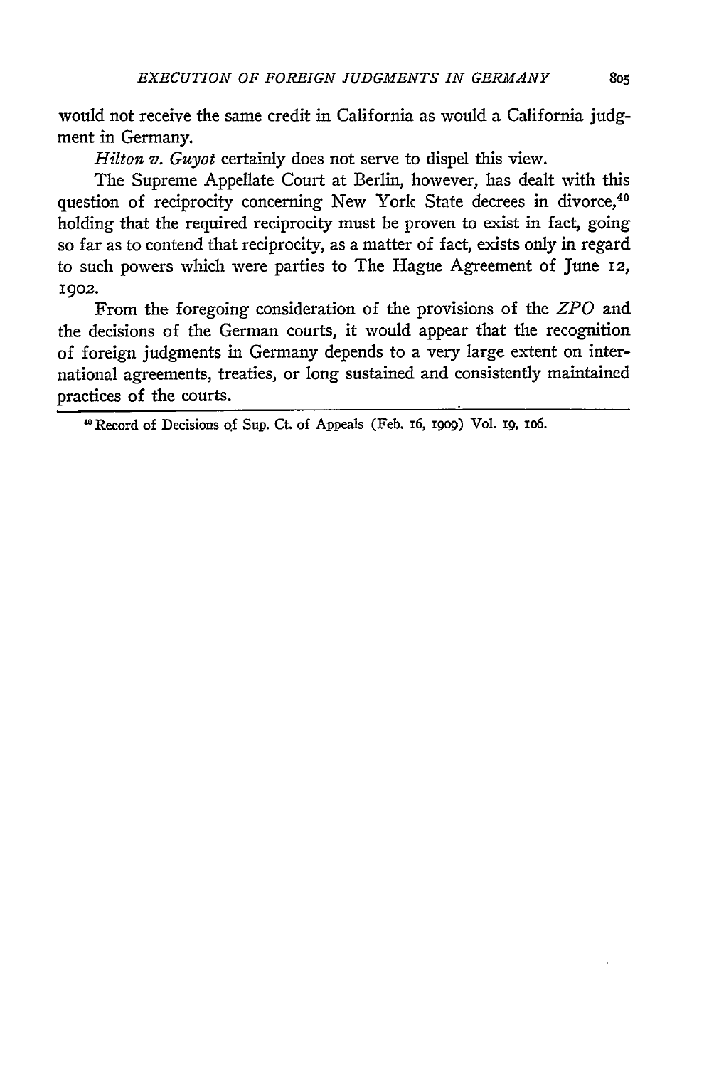would not receive the same credit in California as would a California judgment in Germany.

*Hilton v. Guyot* certainly does not serve to dispel this view.

The Supreme Appellate Court at Berlin, however, has dealt with this question of reciprocity concerning New York State decrees in divorce,[40] holding that the required reciprocity must be proven to exist in fact, going so far as to contend that reciprocity, as a matter of fact, exists only in regard to such powers which were parties to The Hague Agreement of June 12, 1902.

From the foregoing consideration of the provisions of the *ZPO* and the decisions of the German courts, it would appear that the recognition of foreign judgments in Germany depends to a very large extent on international agreements, treaties, or long sustained and consistently maintained practices of the courts.

---

[40] Record of Decisions of Sup. Ct. of Appeals (Feb. 16, 1909) Vol. 19, 106.